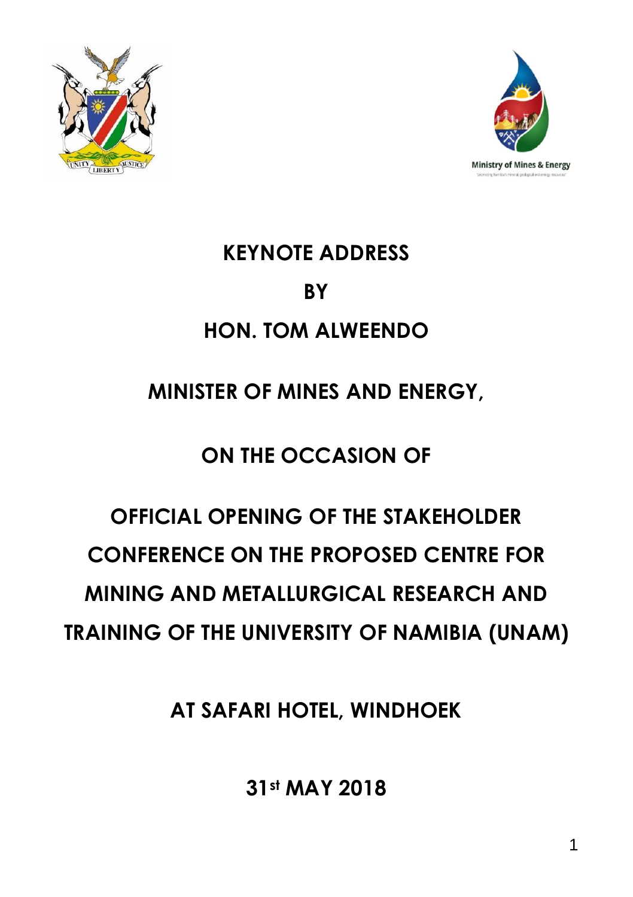Ministry of Mines & Energy

# KEYNOTE ADDRESS

# BY

# HON. TOM ALWEENDO

## MINISTER OF MINES AND ENERGY,

## ON THE OCCASION OF

## OFFICIAL OPENING OF THE STAKEHOLDER CONFERENCE ON THE PROPOSED CENTRE FOR MINING AND METALLURGICAL RESEARCH AND TRAINING OF THE UNIVERSITY OF NAMIBIA (UNAM)

## AT SAFARI HOTEL, WINDHOEK

## 31st MAY 2018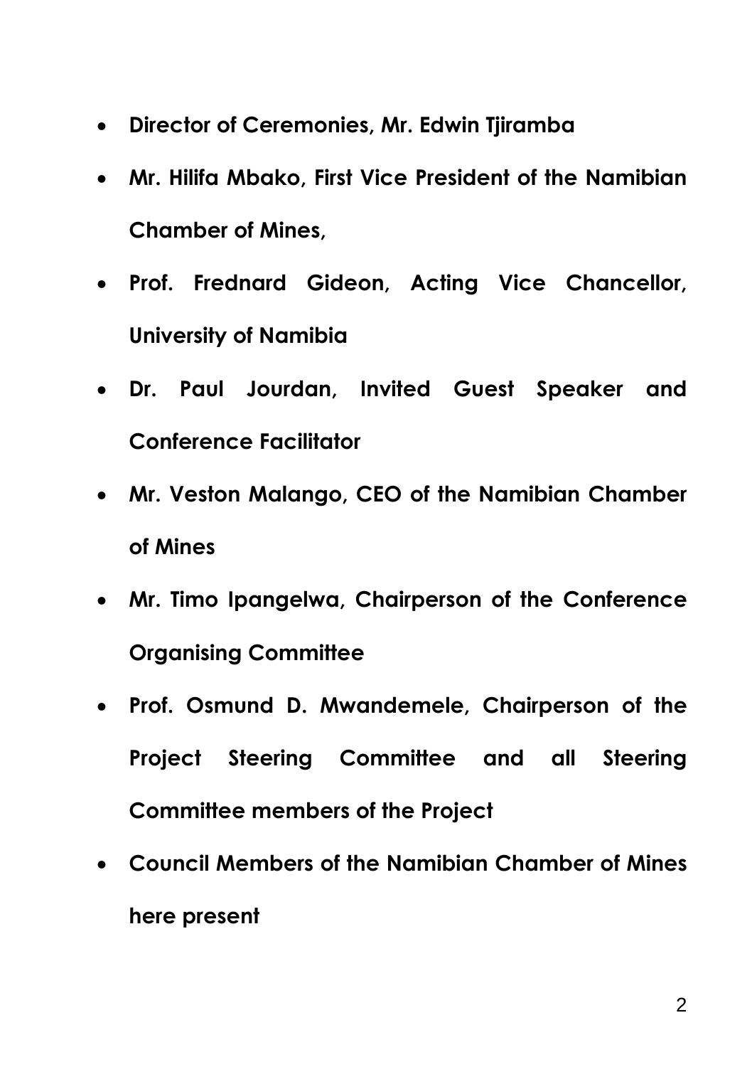- **Director of Ceremonies, Mr. Edwin Tjiramba**
- **Mr. Hilifa Mbako, First Vice President of the Namibian Chamber of Mines,**
- **Prof. Frednard Gideon, Acting Vice Chancellor, University of Namibia**
- **Dr. Paul Jourdan, Invited Guest Speaker and Conference Facilitator**
- **Mr. Veston Malango, CEO of the Namibian Chamber of Mines**
- **Mr. Timo Ipangelwa, Chairperson of the Conference Organising Committee**
- **Prof. Osmund D. Mwandemele, Chairperson of the Project Steering Committee and all Steering Committee members of the Project**
- **Council Members of the Namibian Chamber of Mines here present**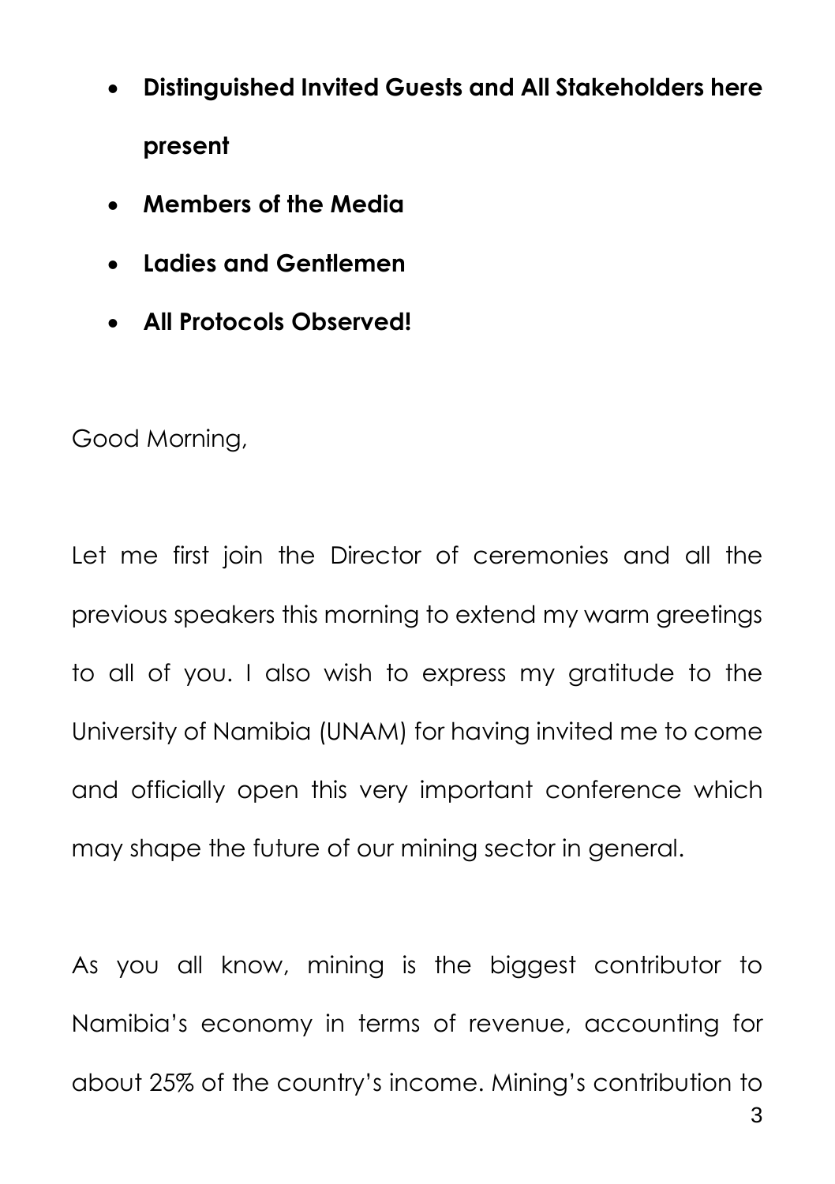- **Distinguished Invited Guests and All Stakeholders here present**
- **Members of the Media**
- **Ladies and Gentlemen**
- **All Protocols Observed!**

Good Morning,

Let me first join the Director of ceremonies and all the previous speakers this morning to extend my warm greetings to all of you. I also wish to express my gratitude to the University of Namibia (UNAM) for having invited me to come and officially open this very important conference which may shape the future of our mining sector in general.

As you all know, mining is the biggest contributor to Namibia's economy in terms of revenue, accounting for about 25% of the country's income. Mining's contribution to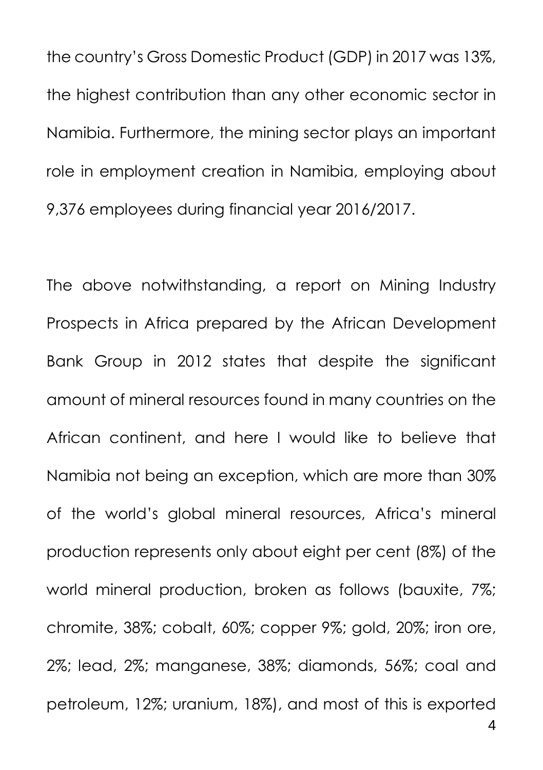the country's Gross Domestic Product (GDP) in 2017 was 13%, the highest contribution than any other economic sector in Namibia. Furthermore, the mining sector plays an important role in employment creation in Namibia, employing about 9,376 employees during financial year 2016/2017.

The above notwithstanding, a report on Mining Industry Prospects in Africa prepared by the African Development Bank Group in 2012 states that despite the significant amount of mineral resources found in many countries on the African continent, and here I would like to believe that Namibia not being an exception, which are more than 30% of the world's global mineral resources, Africa's mineral production represents only about eight per cent (8%) of the world mineral production, broken as follows (bauxite, 7%; chromite, 38%; cobalt, 60%; copper 9%; gold, 20%; iron ore, 2%; lead, 2%; manganese, 38%; diamonds, 56%; coal and petroleum, 12%; uranium, 18%), and most of this is exported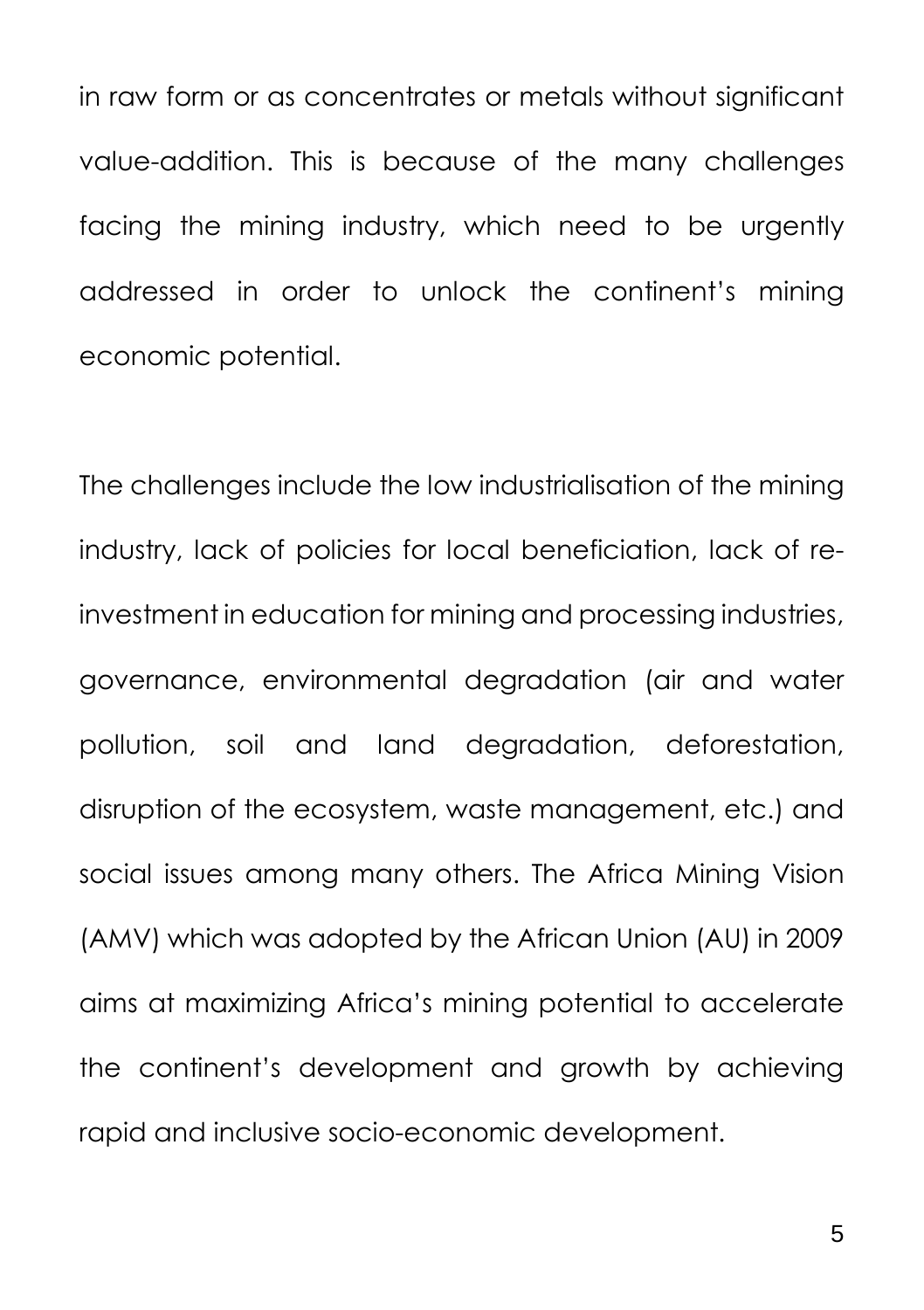in raw form or as concentrates or metals without significant value-addition. This is because of the many challenges facing the mining industry, which need to be urgently addressed in order to unlock the continent's mining economic potential.

The challenges include the low industrialisation of the mining industry, lack of policies for local beneficiation, lack of re-investment in education for mining and processing industries, governance, environmental degradation (air and water pollution, soil and land degradation, deforestation, disruption of the ecosystem, waste management, etc.) and social issues among many others. The Africa Mining Vision (AMV) which was adopted by the African Union (AU) in 2009 aims at maximizing Africa's mining potential to accelerate the continent's development and growth by achieving rapid and inclusive socio-economic development.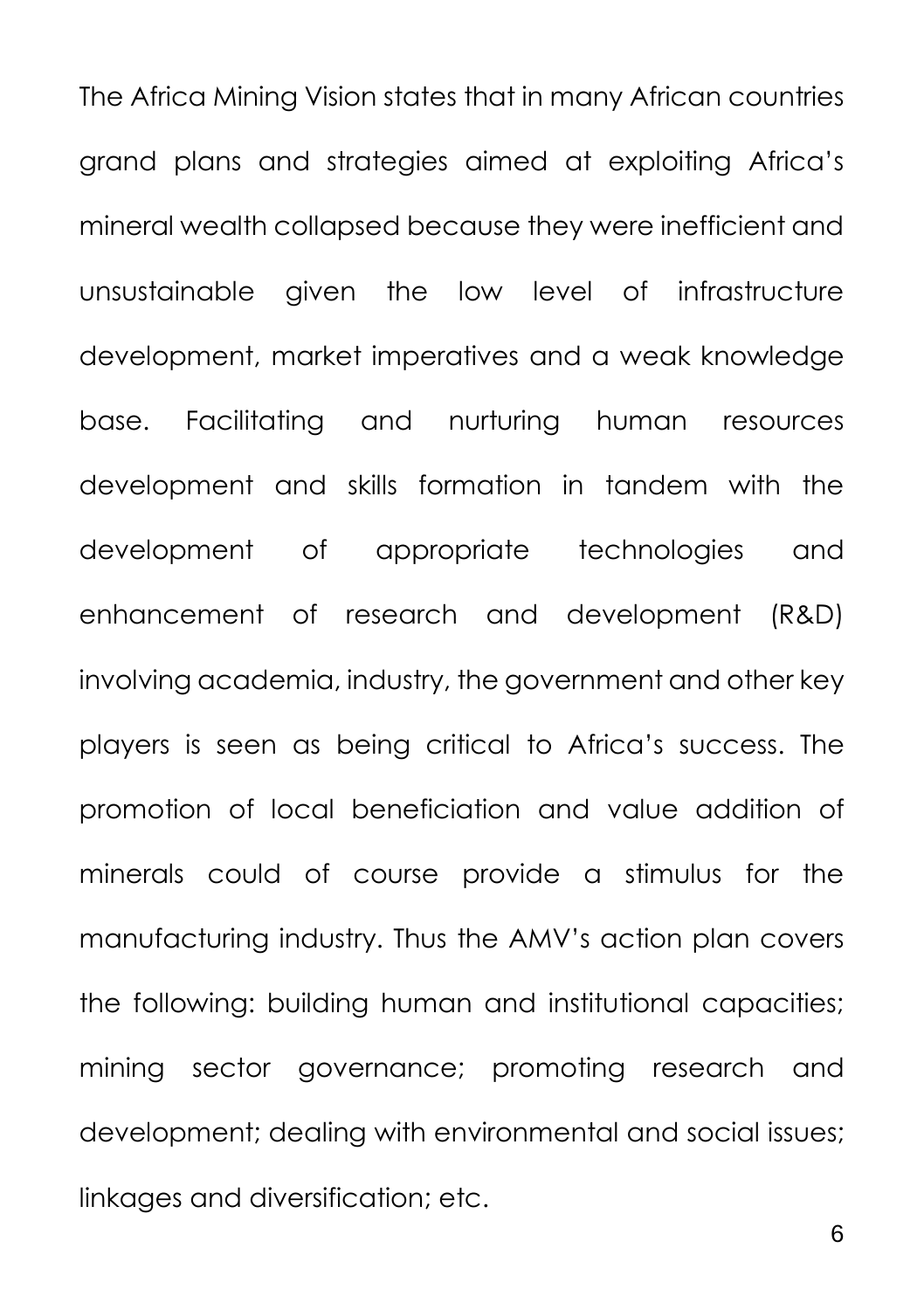The Africa Mining Vision states that in many African countries grand plans and strategies aimed at exploiting Africa's mineral wealth collapsed because they were inefficient and unsustainable given the low level of infrastructure development, market imperatives and a weak knowledge base. Facilitating and nurturing human resources development and skills formation in tandem with the development of appropriate technologies and enhancement of research and development (R&D) involving academia, industry, the government and other key players is seen as being critical to Africa's success. The promotion of local beneficiation and value addition of minerals could of course provide a stimulus for the manufacturing industry. Thus the AMV's action plan covers the following: building human and institutional capacities; mining sector governance; promoting research and development; dealing with environmental and social issues; linkages and diversification; etc.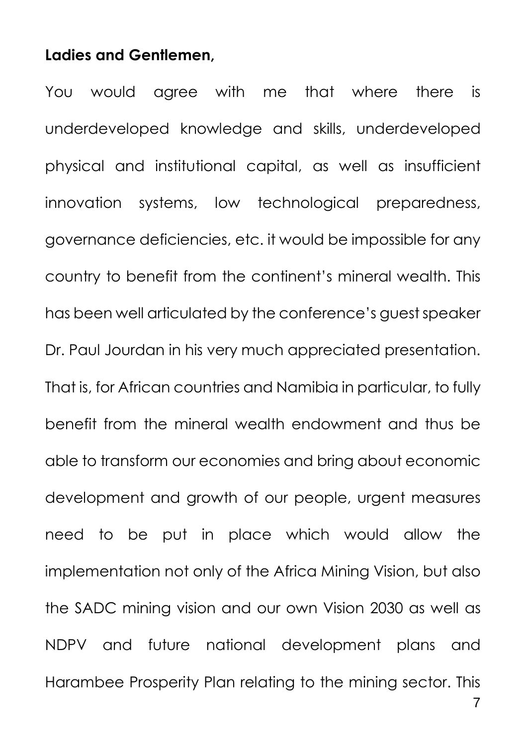**Ladies and Gentlemen,**

You would agree with me that where there is underdeveloped knowledge and skills, underdeveloped physical and institutional capital, as well as insufficient innovation systems, low technological preparedness, governance deficiencies, etc. it would be impossible for any country to benefit from the continent's mineral wealth. This has been well articulated by the conference's guest speaker Dr. Paul Jourdan in his very much appreciated presentation. That is, for African countries and Namibia in particular, to fully benefit from the mineral wealth endowment and thus be able to transform our economies and bring about economic development and growth of our people, urgent measures need to be put in place which would allow the implementation not only of the Africa Mining Vision, but also the SADC mining vision and our own Vision 2030 as well as NDPV and future national development plans and Harambee Prosperity Plan relating to the mining sector. This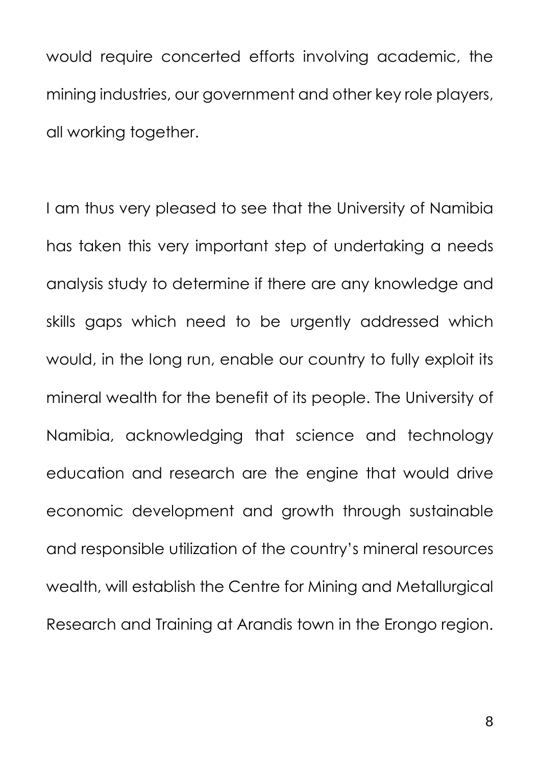would require concerted efforts involving academic, the mining industries, our government and other key role players, all working together.

I am thus very pleased to see that the University of Namibia has taken this very important step of undertaking a needs analysis study to determine if there are any knowledge and skills gaps which need to be urgently addressed which would, in the long run, enable our country to fully exploit its mineral wealth for the benefit of its people. The University of Namibia, acknowledging that science and technology education and research are the engine that would drive economic development and growth through sustainable and responsible utilization of the country's mineral resources wealth, will establish the Centre for Mining and Metallurgical Research and Training at Arandis town in the Erongo region.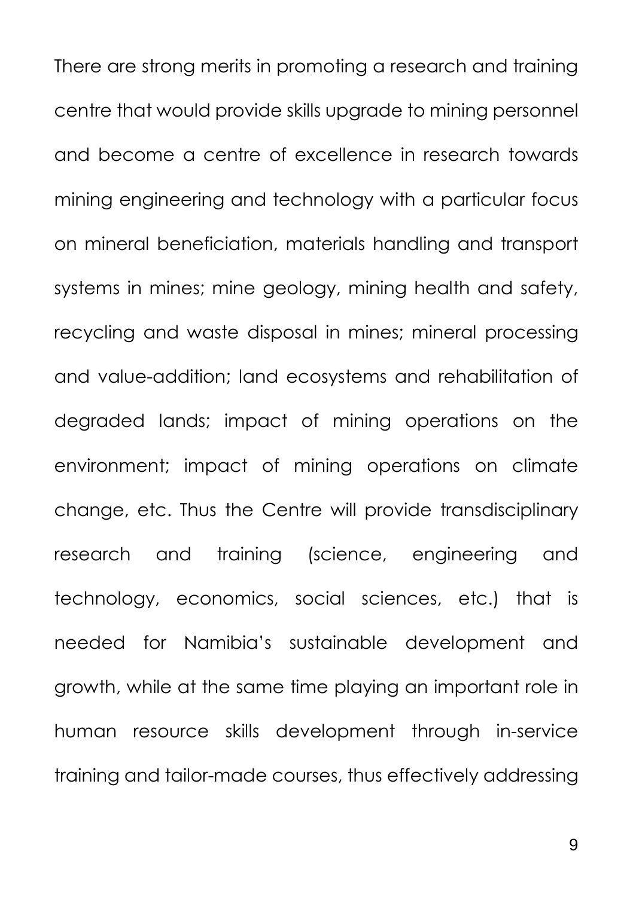There are strong merits in promoting a research and training centre that would provide skills upgrade to mining personnel and become a centre of excellence in research towards mining engineering and technology with a particular focus on mineral beneficiation, materials handling and transport systems in mines; mine geology, mining health and safety, recycling and waste disposal in mines; mineral processing and value-addition; land ecosystems and rehabilitation of degraded lands; impact of mining operations on the environment; impact of mining operations on climate change, etc. Thus the Centre will provide transdisciplinary research and training (science, engineering and technology, economics, social sciences, etc.) that is needed for Namibia's sustainable development and growth, while at the same time playing an important role in human resource skills development through in-service training and tailor-made courses, thus effectively addressing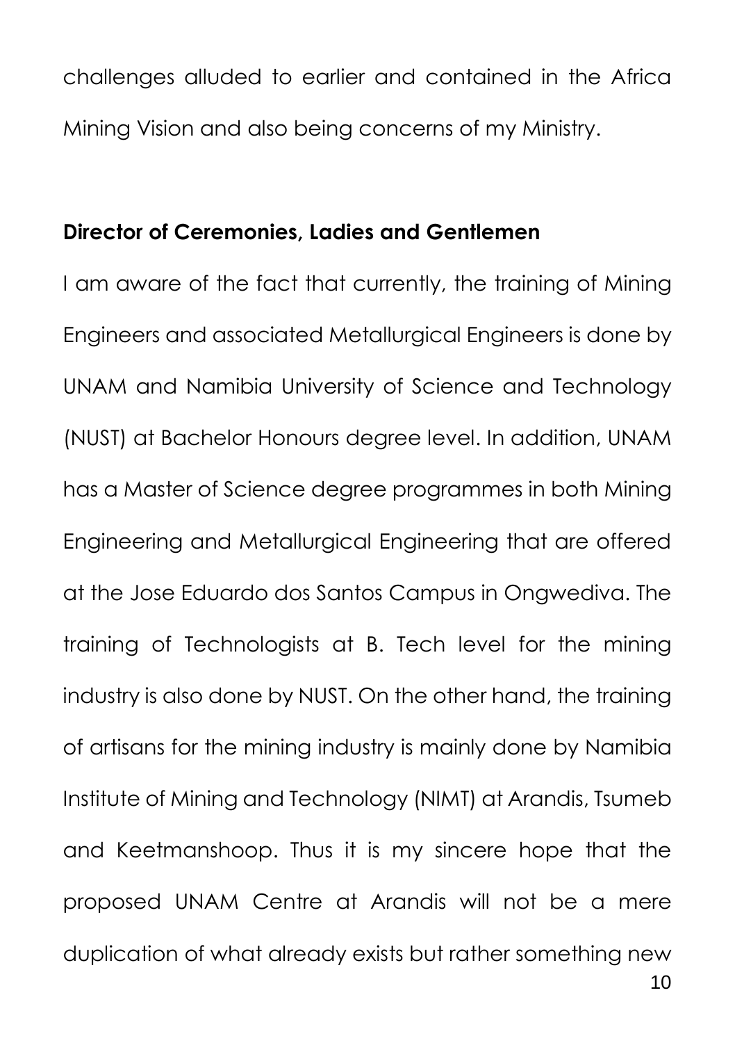challenges alluded to earlier and contained in the Africa Mining Vision and also being concerns of my Ministry.

**Director of Ceremonies, Ladies and Gentlemen**

I am aware of the fact that currently, the training of Mining Engineers and associated Metallurgical Engineers is done by UNAM and Namibia University of Science and Technology (NUST) at Bachelor Honours degree level. In addition, UNAM has a Master of Science degree programmes in both Mining Engineering and Metallurgical Engineering that are offered at the Jose Eduardo dos Santos Campus in Ongwediva. The training of Technologists at B. Tech level for the mining industry is also done by NUST. On the other hand, the training of artisans for the mining industry is mainly done by Namibia Institute of Mining and Technology (NIMT) at Arandis, Tsumeb and Keetmanshoop. Thus it is my sincere hope that the proposed UNAM Centre at Arandis will not be a mere duplication of what already exists but rather something new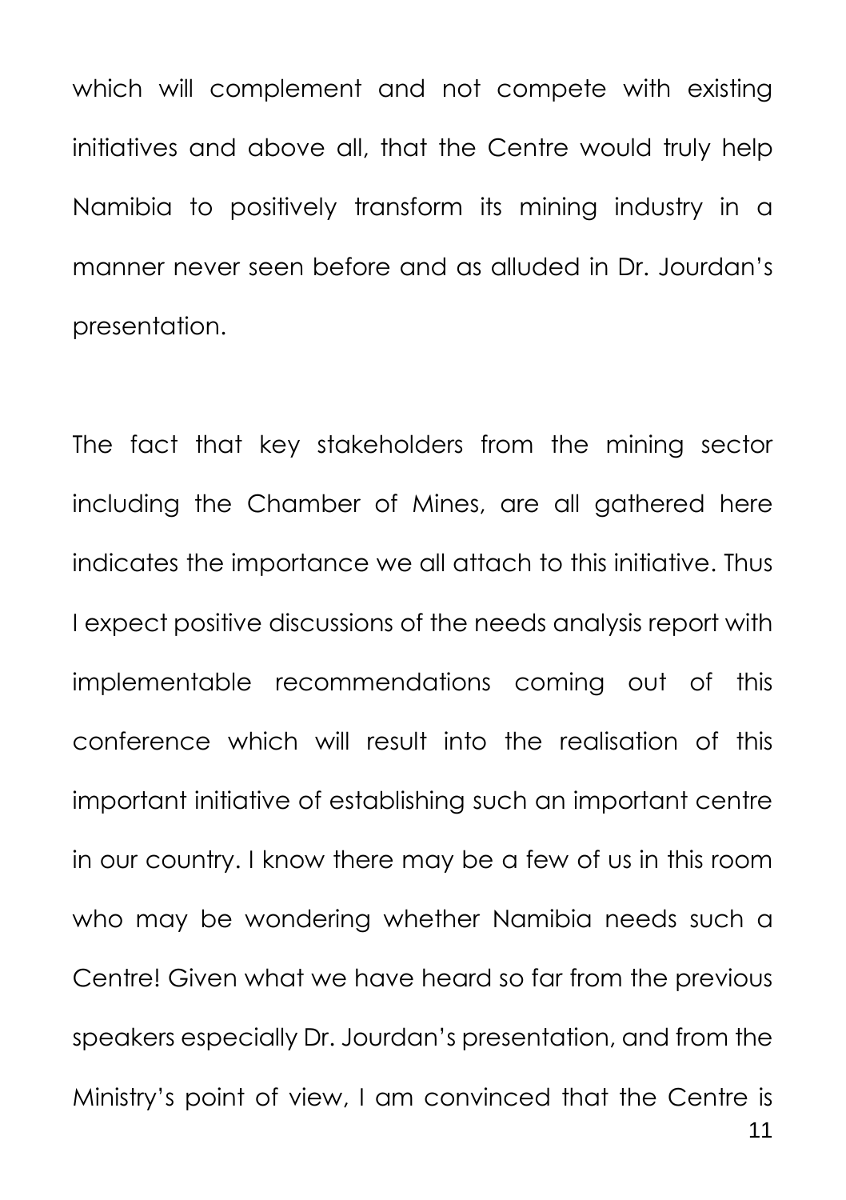which will complement and not compete with existing initiatives and above all, that the Centre would truly help Namibia to positively transform its mining industry in a manner never seen before and as alluded in Dr. Jourdan's presentation.

The fact that key stakeholders from the mining sector including the Chamber of Mines, are all gathered here indicates the importance we all attach to this initiative. Thus I expect positive discussions of the needs analysis report with implementable recommendations coming out of this conference which will result into the realisation of this important initiative of establishing such an important centre in our country. I know there may be a few of us in this room who may be wondering whether Namibia needs such a Centre! Given what we have heard so far from the previous speakers especially Dr. Jourdan's presentation, and from the Ministry's point of view, I am convinced that the Centre is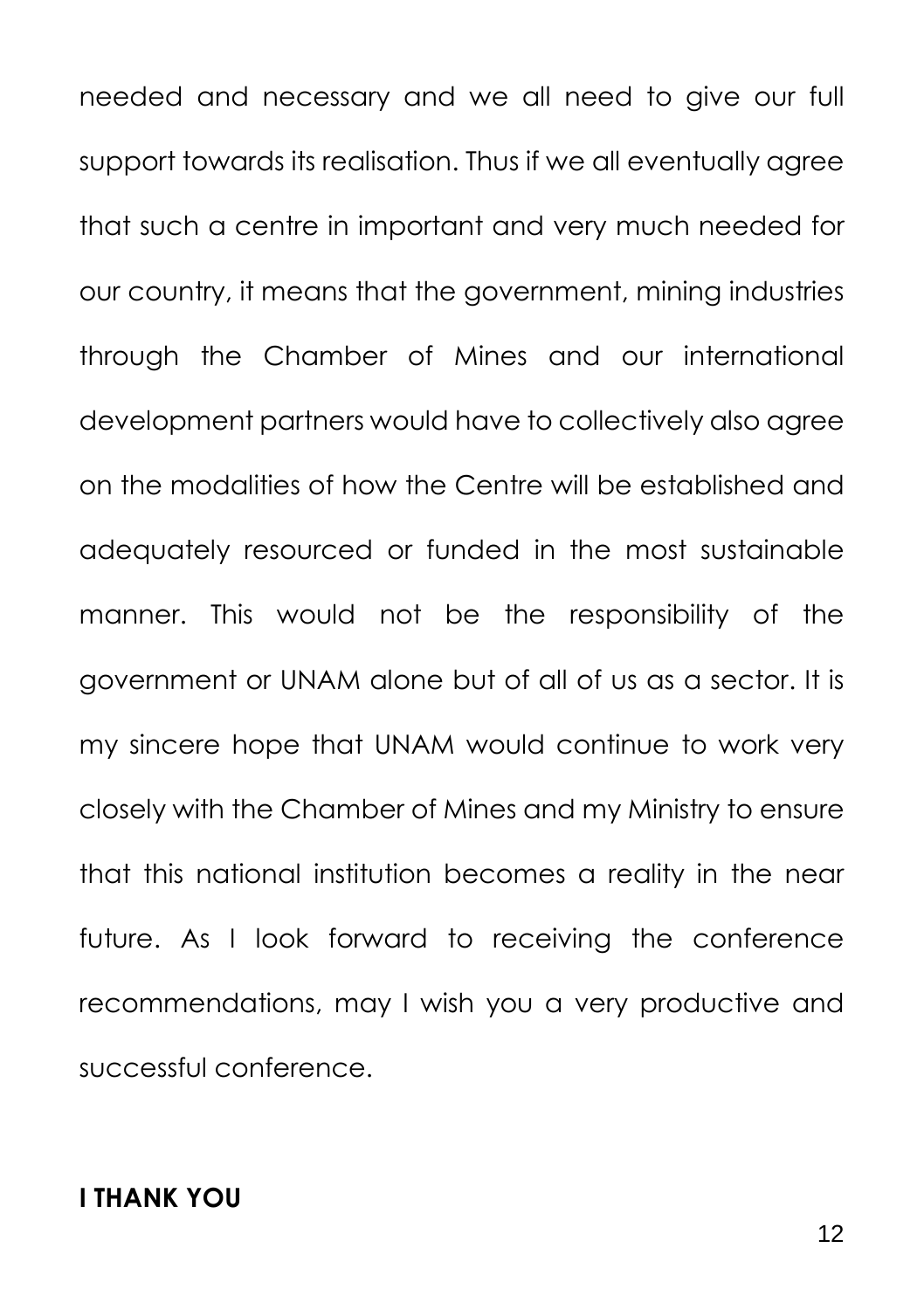needed and necessary and we all need to give our full support towards its realisation. Thus if we all eventually agree that such a centre in important and very much needed for our country, it means that the government, mining industries through the Chamber of Mines and our international development partners would have to collectively also agree on the modalities of how the Centre will be established and adequately resourced or funded in the most sustainable manner. This would not be the responsibility of the government or UNAM alone but of all of us as a sector. It is my sincere hope that UNAM would continue to work very closely with the Chamber of Mines and my Ministry to ensure that this national institution becomes a reality in the near future. As I look forward to receiving the conference recommendations, may I wish you a very productive and successful conference.

**I THANK YOU**